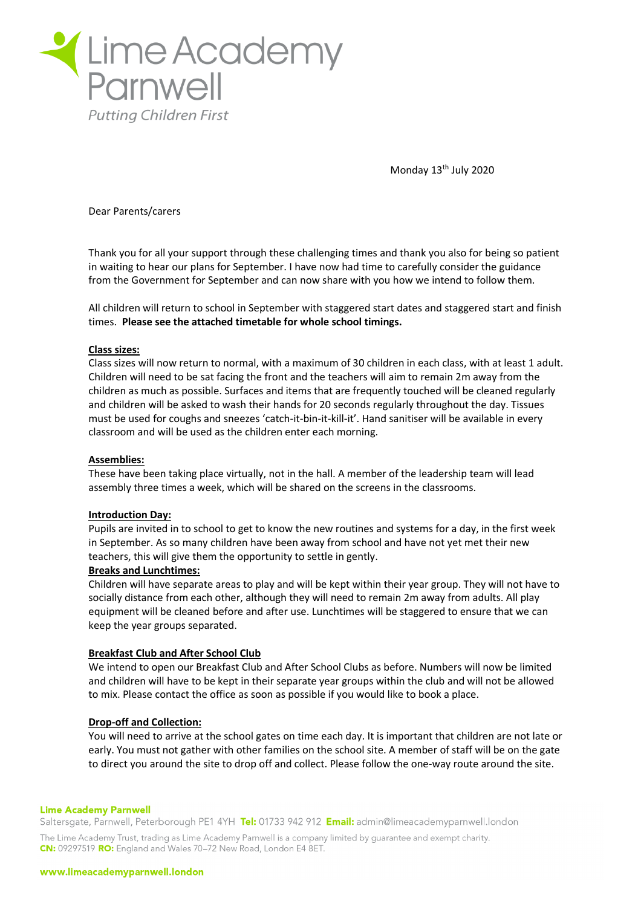Lime Academy Parnwell

*Putting Children First*

Monday 13th July 2020

Dear Parents/carers

Thank you for all your support through these challenging times and thank you also for being so patient in waiting to hear our plans for September. I have now had time to carefully consider the guidance from the Government for September and can now share with you how we intend to follow them.

All children will return to school in September with staggered start dates and staggered start and finish times. **Please see the attached timetable for whole school timings.**

**Class sizes:**

Class sizes will now return to normal, with a maximum of 30 children in each class, with at least 1 adult. Children will need to be sat facing the front and the teachers will aim to remain 2m away from the children as much as possible. Surfaces and items that are frequently touched will be cleaned regularly and children will be asked to wash their hands for 20 seconds regularly throughout the day. Tissues must be used for coughs and sneezes 'catch-it-bin-it-kill-it'. Hand sanitiser will be available in every classroom and will be used as the children enter each morning.

**Assemblies:**

These have been taking place virtually, not in the hall. A member of the leadership team will lead assembly three times a week, which will be shared on the screens in the classrooms.

**Introduction Day:**

Pupils are invited in to school to get to know the new routines and systems for a day, in the first week in September. As so many children have been away from school and have not yet met their new teachers, this will give them the opportunity to settle in gently.

**Breaks and Lunchtimes:**

Children will have separate areas to play and will be kept within their year group. They will not have to socially distance from each other, although they will need to remain 2m away from adults. All play equipment will be cleaned before and after use. Lunchtimes will be staggered to ensure that we can keep the year groups separated.

**Breakfast Club and After School Club**

We intend to open our Breakfast Club and After School Clubs as before. Numbers will now be limited and children will have to be kept in their separate year groups within the club and will not be allowed to mix. Please contact the office as soon as possible if you would like to book a place.

**Drop-off and Collection:**

You will need to arrive at the school gates on time each day. It is important that children are not late or early. You must not gather with other families on the school site. A member of staff will be on the gate to direct you around the site to drop off and collect. Please follow the one-way route around the site.

**Lime Academy Parnwell**
Saltersgate, Parnwell, Peterborough PE1 4YH **Tel:** 01733 942 912 **Email:** admin@limeacademyparnwell.london

The Lime Academy Trust, trading as Lime Academy Parnwell is a company limited by guarantee and exempt charity.
**CN:** 09297519 **RO:** England and Wales 70–72 New Road, London E4 8ET.

**www.limeacademyparnwell.london**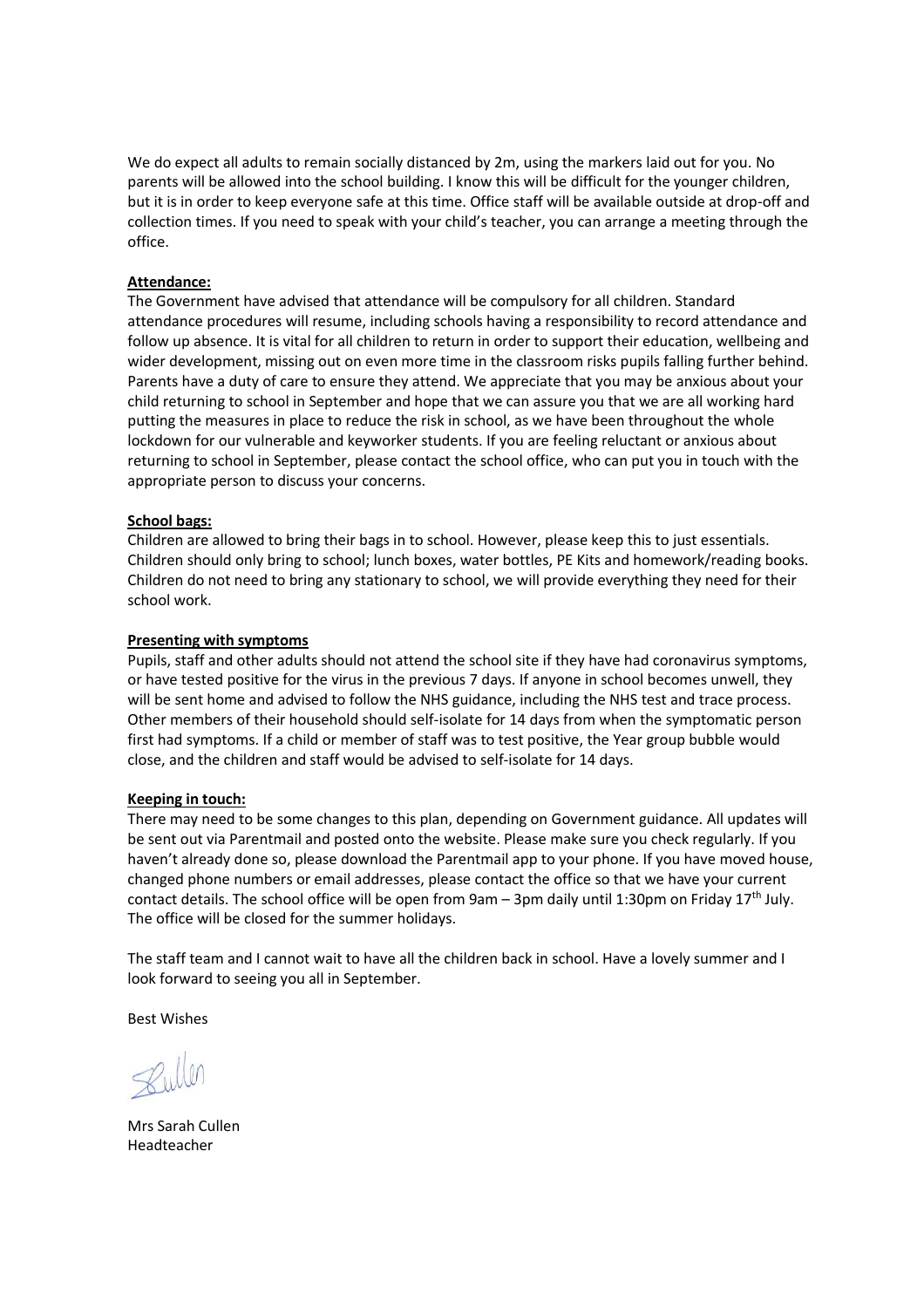We do expect all adults to remain socially distanced by 2m, using the markers laid out for you. No parents will be allowed into the school building. I know this will be difficult for the younger children, but it is in order to keep everyone safe at this time. Office staff will be available outside at drop-off and collection times. If you need to speak with your child's teacher, you can arrange a meeting through the office.

**Attendance:**

The Government have advised that attendance will be compulsory for all children. Standard attendance procedures will resume, including schools having a responsibility to record attendance and follow up absence. It is vital for all children to return in order to support their education, wellbeing and wider development, missing out on even more time in the classroom risks pupils falling further behind. Parents have a duty of care to ensure they attend. We appreciate that you may be anxious about your child returning to school in September and hope that we can assure you that we are all working hard putting the measures in place to reduce the risk in school, as we have been throughout the whole lockdown for our vulnerable and keyworker students. If you are feeling reluctant or anxious about returning to school in September, please contact the school office, who can put you in touch with the appropriate person to discuss your concerns.

**School bags:**

Children are allowed to bring their bags in to school. However, please keep this to just essentials. Children should only bring to school; lunch boxes, water bottles, PE Kits and homework/reading books. Children do not need to bring any stationary to school, we will provide everything they need for their school work.

**Presenting with symptoms**

Pupils, staff and other adults should not attend the school site if they have had coronavirus symptoms, or have tested positive for the virus in the previous 7 days. If anyone in school becomes unwell, they will be sent home and advised to follow the NHS guidance, including the NHS test and trace process. Other members of their household should self-isolate for 14 days from when the symptomatic person first had symptoms. If a child or member of staff was to test positive, the Year group bubble would close, and the children and staff would be advised to self-isolate for 14 days.

**Keeping in touch:**

There may need to be some changes to this plan, depending on Government guidance. All updates will be sent out via Parentmail and posted onto the website. Please make sure you check regularly. If you haven't already done so, please download the Parentmail app to your phone. If you have moved house, changed phone numbers or email addresses, please contact the office so that we have your current contact details. The school office will be open from 9am – 3pm daily until 1:30pm on Friday 17th July. The office will be closed for the summer holidays.

The staff team and I cannot wait to have all the children back in school. Have a lovely summer and I look forward to seeing you all in September.

Best Wishes

Mrs Sarah Cullen
Headteacher